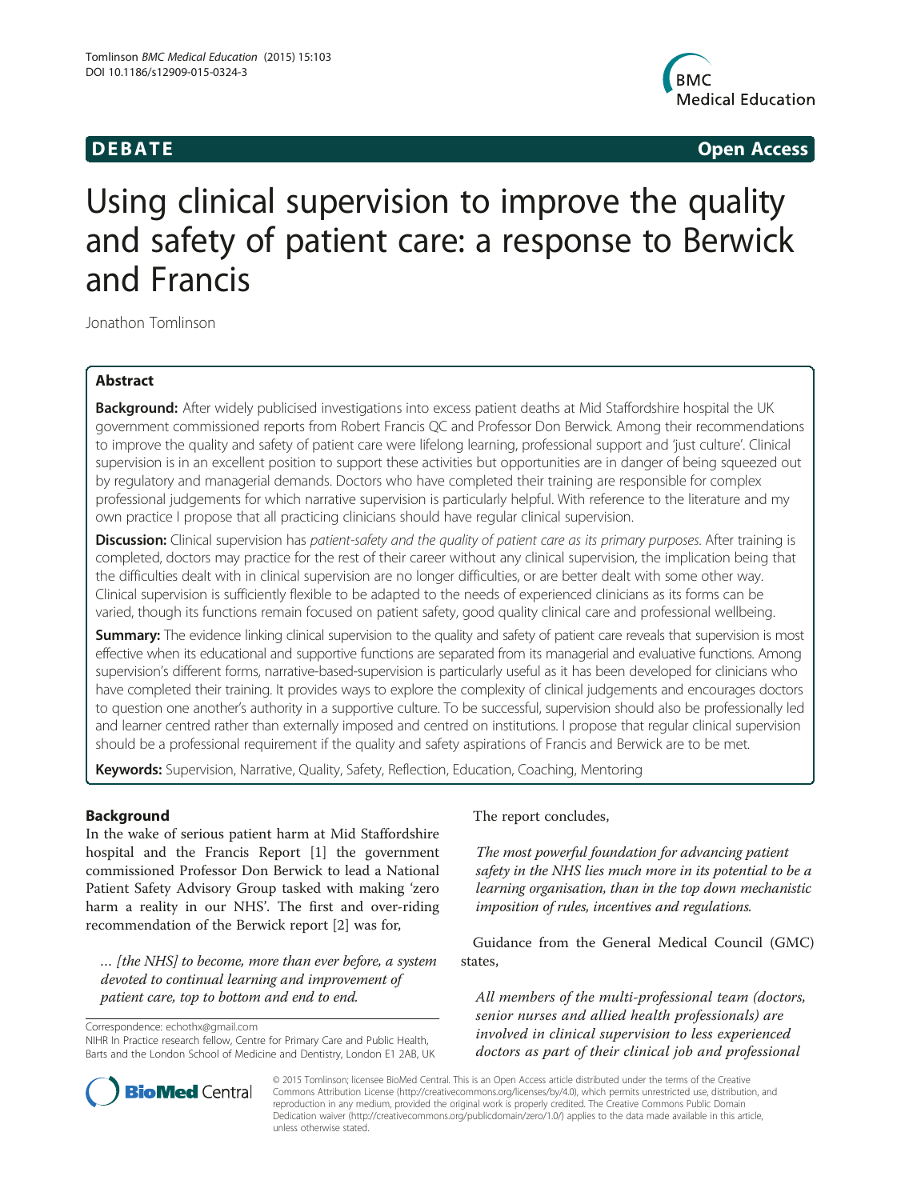**DEBATE** **Open Access**

# Using clinical supervision to improve the quality and safety of patient care: a response to Berwick and Francis

Jonathon Tomlinson

## Abstract

**Background:** After widely publicised investigations into excess patient deaths at Mid Staffordshire hospital the UK government commissioned reports from Robert Francis QC and Professor Don Berwick. Among their recommendations to improve the quality and safety of patient care were lifelong learning, professional support and 'just culture'. Clinical supervision is in an excellent position to support these activities but opportunities are in danger of being squeezed out by regulatory and managerial demands. Doctors who have completed their training are responsible for complex professional judgements for which narrative supervision is particularly helpful. With reference to the literature and my own practice I propose that all practicing clinicians should have regular clinical supervision.

**Discussion:** Clinical supervision has *patient-safety and the quality of patient care as its primary purposes*. After training is completed, doctors may practice for the rest of their career without any clinical supervision, the implication being that the difficulties dealt with in clinical supervision are no longer difficulties, or are better dealt with some other way. Clinical supervision is sufficiently flexible to be adapted to the needs of experienced clinicians as its forms can be varied, though its functions remain focused on patient safety, good quality clinical care and professional wellbeing.

**Summary:** The evidence linking clinical supervision to the quality and safety of patient care reveals that supervision is most effective when its educational and supportive functions are separated from its managerial and evaluative functions. Among supervision's different forms, narrative-based-supervision is particularly useful as it has been developed for clinicians who have completed their training. It provides ways to explore the complexity of clinical judgements and encourages doctors to question one another's authority in a supportive culture. To be successful, supervision should also be professionally led and learner centred rather than externally imposed and centred on institutions. I propose that regular clinical supervision should be a professional requirement if the quality and safety aspirations of Francis and Berwick are to be met.

**Keywords:** Supervision, Narrative, Quality, Safety, Reflection, Education, Coaching, Mentoring

## Background

In the wake of serious patient harm at Mid Staffordshire hospital and the Francis Report [1] the government commissioned Professor Don Berwick to lead a National Patient Safety Advisory Group tasked with making 'zero harm a reality in our NHS'. The first and over-riding recommendation of the Berwick report [2] was for,

> *… [the NHS] to become, more than ever before, a system devoted to continual learning and improvement of patient care, top to bottom and end to end.*

The report concludes,

> *The most powerful foundation for advancing patient safety in the NHS lies much more in its potential to be a learning organisation, than in the top down mechanistic imposition of rules, incentives and regulations.*

Guidance from the General Medical Council (GMC) states,

> *All members of the multi-professional team (doctors, senior nurses and allied health professionals) are involved in clinical supervision to less experienced doctors as part of their clinical job and professional*

Correspondence: echothx@gmail.com
NIHR In Practice research fellow, Centre for Primary Care and Public Health, Barts and the London School of Medicine and Dentistry, London E1 2AB, UK

© 2015 Tomlinson; licensee BioMed Central. This is an Open Access article distributed under the terms of the Creative Commons Attribution License (http://creativecommons.org/licenses/by/4.0), which permits unrestricted use, distribution, and reproduction in any medium, provided the original work is properly credited. The Creative Commons Public Domain Dedication waiver (http://creativecommons.org/publicdomain/zero/1.0/) applies to the data made available in this article, unless otherwise stated.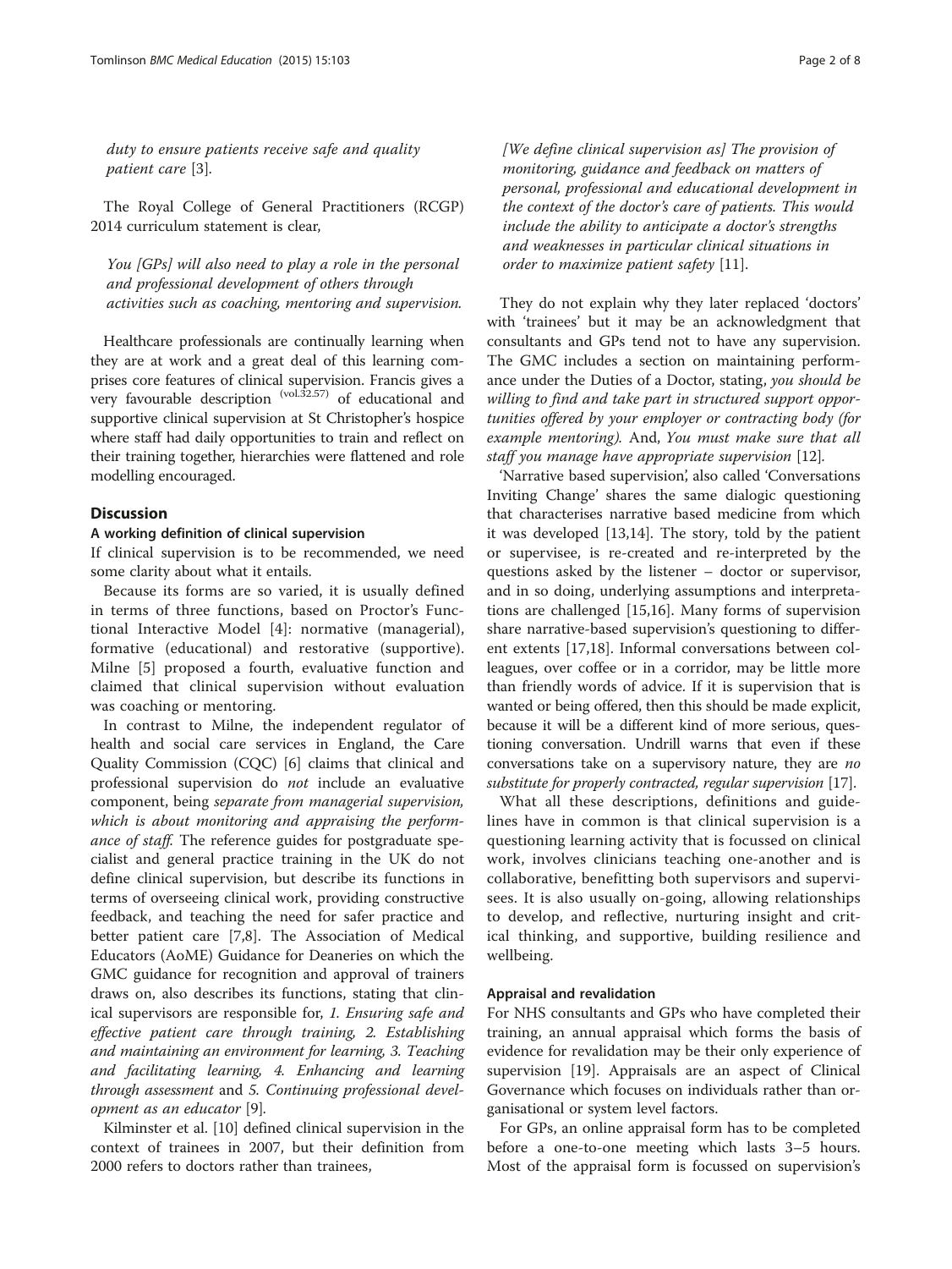*duty to ensure patients receive safe and quality patient care* [3].

The Royal College of General Practitioners (RCGP) 2014 curriculum statement is clear,

> *You [GPs] will also need to play a role in the personal and professional development of others through activities such as coaching, mentoring and supervision.*

Healthcare professionals are continually learning when they are at work and a great deal of this learning comprises core features of clinical supervision. Francis gives a very favourable description (vol.32.57) of educational and supportive clinical supervision at St Christopher's hospice where staff had daily opportunities to train and reflect on their training together, hierarchies were flattened and role modelling encouraged.

## Discussion

### A working definition of clinical supervision

If clinical supervision is to be recommended, we need some clarity about what it entails.

Because its forms are so varied, it is usually defined in terms of three functions, based on Proctor's Functional Interactive Model [4]: normative (managerial), formative (educational) and restorative (supportive). Milne [5] proposed a fourth, evaluative function and claimed that clinical supervision without evaluation was coaching or mentoring.

In contrast to Milne, the independent regulator of health and social care services in England, the Care Quality Commission (CQC) [6] claims that clinical and professional supervision do *not* include an evaluative component, being *separate from managerial supervision, which is about monitoring and appraising the performance of staff.* The reference guides for postgraduate specialist and general practice training in the UK do not define clinical supervision, but describe its functions in terms of overseeing clinical work, providing constructive feedback, and teaching the need for safer practice and better patient care [7,8]. The Association of Medical Educators (AoME) Guidance for Deaneries on which the GMC guidance for recognition and approval of trainers draws on, also describes its functions, stating that clinical supervisors are responsible for, *1. Ensuring safe and effective patient care through training, 2. Establishing and maintaining an environment for learning, 3. Teaching and facilitating learning, 4. Enhancing and learning through assessment* and *5. Continuing professional development as an educator* [9].

Kilminster et al. [10] defined clinical supervision in the context of trainees in 2007, but their definition from 2000 refers to doctors rather than trainees,

> *[We define clinical supervision as] The provision of monitoring, guidance and feedback on matters of personal, professional and educational development in the context of the doctor's care of patients. This would include the ability to anticipate a doctor's strengths and weaknesses in particular clinical situations in order to maximize patient safety* [11].

They do not explain why they later replaced 'doctors' with 'trainees' but it may be an acknowledgment that consultants and GPs tend not to have any supervision. The GMC includes a section on maintaining performance under the Duties of a Doctor, stating, *you should be willing to find and take part in structured support opportunities offered by your employer or contracting body (for example mentoring).* And, *You must make sure that all staff you manage have appropriate supervision* [12].

'Narrative based supervision', also called 'Conversations Inviting Change' shares the same dialogic questioning that characterises narrative based medicine from which it was developed [13,14]. The story, told by the patient or supervisee, is re-created and re-interpreted by the questions asked by the listener – doctor or supervisor, and in so doing, underlying assumptions and interpretations are challenged [15,16]. Many forms of supervision share narrative-based supervision's questioning to different extents [17,18]. Informal conversations between colleagues, over coffee or in a corridor, may be little more than friendly words of advice. If it is supervision that is wanted or being offered, then this should be made explicit, because it will be a different kind of more serious, questioning conversation. Undrill warns that even if these conversations take on a supervisory nature, they are *no substitute for properly contracted, regular supervision* [17].

What all these descriptions, definitions and guidelines have in common is that clinical supervision is a questioning learning activity that is focussed on clinical work, involves clinicians teaching one-another and is collaborative, benefitting both supervisors and supervisees. It is also usually on-going, allowing relationships to develop, and reflective, nurturing insight and critical thinking, and supportive, building resilience and wellbeing.

### Appraisal and revalidation

For NHS consultants and GPs who have completed their training, an annual appraisal which forms the basis of evidence for revalidation may be their only experience of supervision [19]. Appraisals are an aspect of Clinical Governance which focuses on individuals rather than organisational or system level factors.

For GPs, an online appraisal form has to be completed before a one-to-one meeting which lasts 3–5 hours. Most of the appraisal form is focussed on supervision's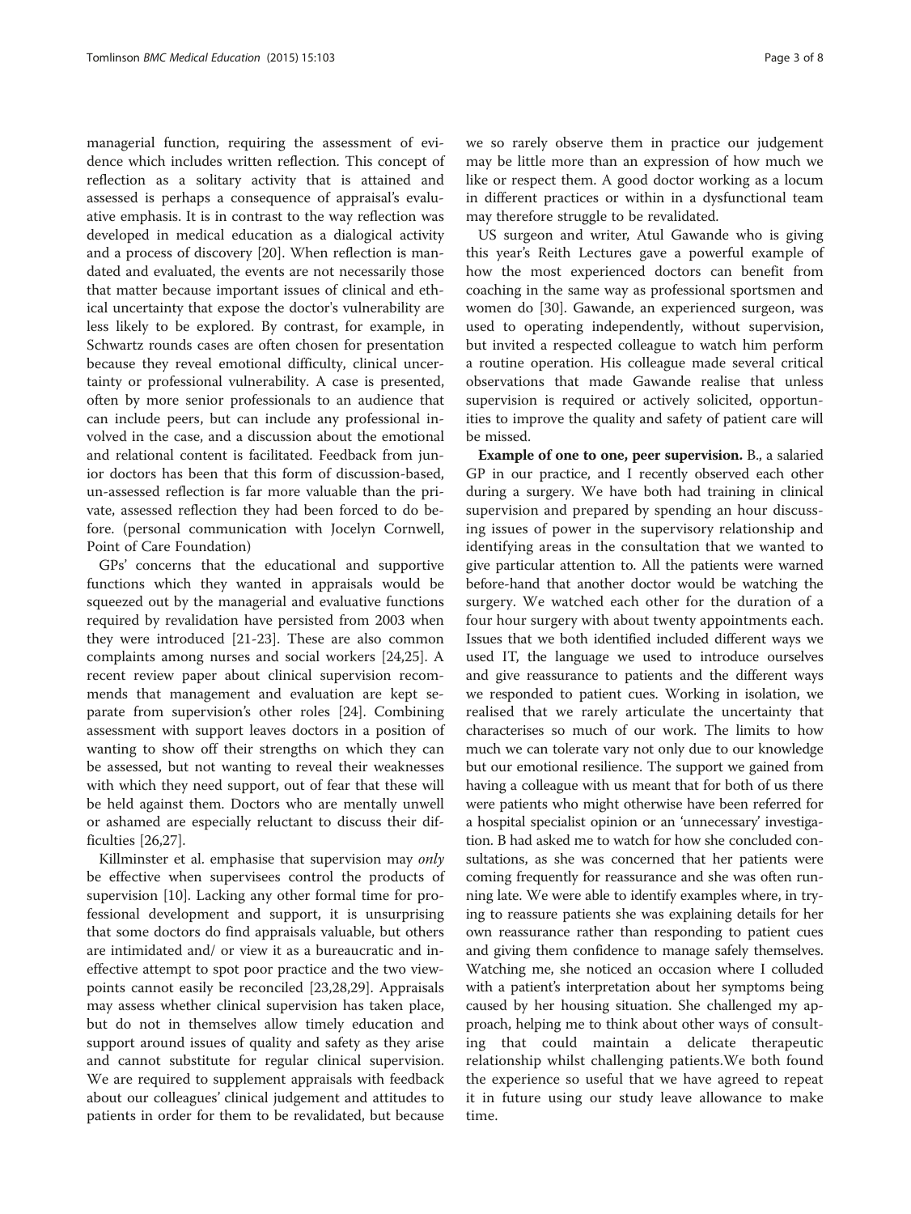managerial function, requiring the assessment of evidence which includes written reflection. This concept of reflection as a solitary activity that is attained and assessed is perhaps a consequence of appraisal's evaluative emphasis. It is in contrast to the way reflection was developed in medical education as a dialogical activity and a process of discovery [20]. When reflection is mandated and evaluated, the events are not necessarily those that matter because important issues of clinical and ethical uncertainty that expose the doctor's vulnerability are less likely to be explored. By contrast, for example, in Schwartz rounds cases are often chosen for presentation because they reveal emotional difficulty, clinical uncertainty or professional vulnerability. A case is presented, often by more senior professionals to an audience that can include peers, but can include any professional involved in the case, and a discussion about the emotional and relational content is facilitated. Feedback from junior doctors has been that this form of discussion-based, un-assessed reflection is far more valuable than the private, assessed reflection they had been forced to do before. (personal communication with Jocelyn Cornwell, Point of Care Foundation)

GPs' concerns that the educational and supportive functions which they wanted in appraisals would be squeezed out by the managerial and evaluative functions required by revalidation have persisted from 2003 when they were introduced [21-23]. These are also common complaints among nurses and social workers [24,25]. A recent review paper about clinical supervision recommends that management and evaluation are kept separate from supervision's other roles [24]. Combining assessment with support leaves doctors in a position of wanting to show off their strengths on which they can be assessed, but not wanting to reveal their weaknesses with which they need support, out of fear that these will be held against them. Doctors who are mentally unwell or ashamed are especially reluctant to discuss their difficulties [26,27].

Killminster et al. emphasise that supervision may *only* be effective when supervisees control the products of supervision [10]. Lacking any other formal time for professional development and support, it is unsurprising that some doctors do find appraisals valuable, but others are intimidated and/ or view it as a bureaucratic and ineffective attempt to spot poor practice and the two viewpoints cannot easily be reconciled [23,28,29]. Appraisals may assess whether clinical supervision has taken place, but do not in themselves allow timely education and support around issues of quality and safety as they arise and cannot substitute for regular clinical supervision. We are required to supplement appraisals with feedback about our colleagues' clinical judgement and attitudes to patients in order for them to be revalidated, but because we so rarely observe them in practice our judgement may be little more than an expression of how much we like or respect them. A good doctor working as a locum in different practices or within in a dysfunctional team may therefore struggle to be revalidated.

US surgeon and writer, Atul Gawande who is giving this year's Reith Lectures gave a powerful example of how the most experienced doctors can benefit from coaching in the same way as professional sportsmen and women do [30]. Gawande, an experienced surgeon, was used to operating independently, without supervision, but invited a respected colleague to watch him perform a routine operation. His colleague made several critical observations that made Gawande realise that unless supervision is required or actively solicited, opportunities to improve the quality and safety of patient care will be missed.

**Example of one to one, peer supervision.** B., a salaried GP in our practice, and I recently observed each other during a surgery. We have both had training in clinical supervision and prepared by spending an hour discussing issues of power in the supervisory relationship and identifying areas in the consultation that we wanted to give particular attention to. All the patients were warned before-hand that another doctor would be watching the surgery. We watched each other for the duration of a four hour surgery with about twenty appointments each. Issues that we both identified included different ways we used IT, the language we used to introduce ourselves and give reassurance to patients and the different ways we responded to patient cues. Working in isolation, we realised that we rarely articulate the uncertainty that characterises so much of our work. The limits to how much we can tolerate vary not only due to our knowledge but our emotional resilience. The support we gained from having a colleague with us meant that for both of us there were patients who might otherwise have been referred for a hospital specialist opinion or an 'unnecessary' investigation. B had asked me to watch for how she concluded consultations, as she was concerned that her patients were coming frequently for reassurance and she was often running late. We were able to identify examples where, in trying to reassure patients she was explaining details for her own reassurance rather than responding to patient cues and giving them confidence to manage safely themselves. Watching me, she noticed an occasion where I colluded with a patient's interpretation about her symptoms being caused by her housing situation. She challenged my approach, helping me to think about other ways of consulting that could maintain a delicate therapeutic relationship whilst challenging patients.We both found the experience so useful that we have agreed to repeat it in future using our study leave allowance to make time.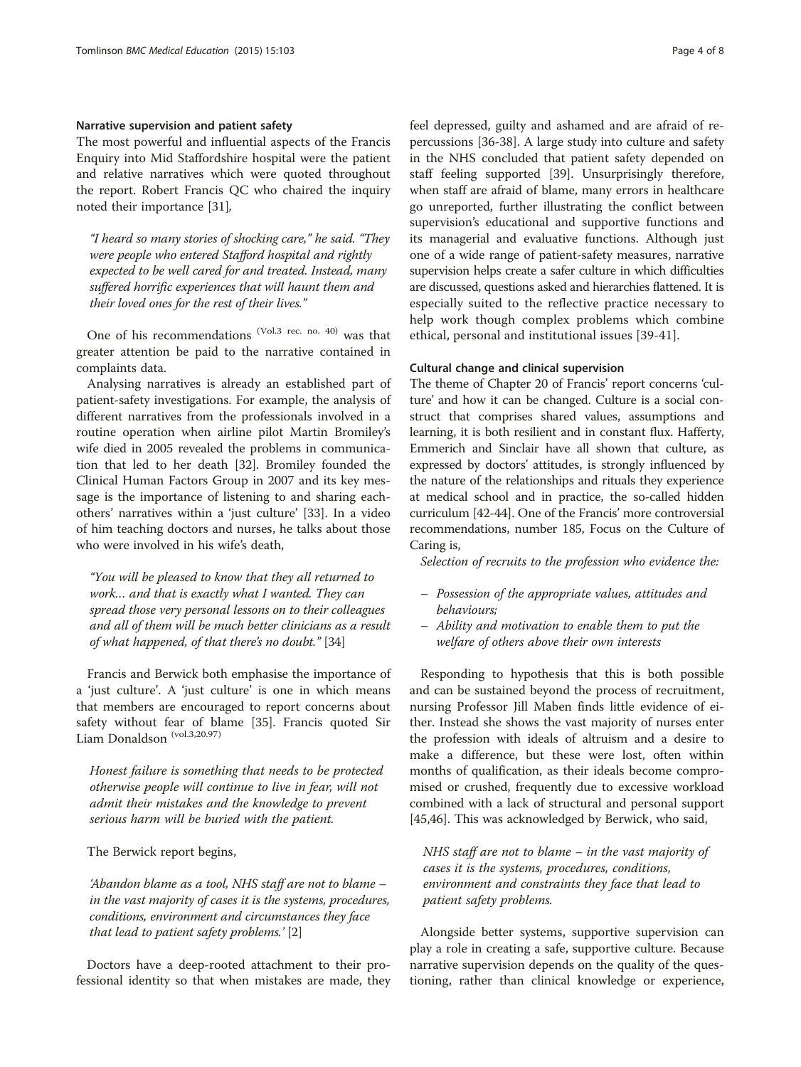### Narrative supervision and patient safety

The most powerful and influential aspects of the Francis Enquiry into Mid Staffordshire hospital were the patient and relative narratives which were quoted throughout the report. Robert Francis QC who chaired the inquiry noted their importance [31],

> *"I heard so many stories of shocking care," he said. "They were people who entered Stafford hospital and rightly expected to be well cared for and treated. Instead, many suffered horrific experiences that will haunt them and their loved ones for the rest of their lives."*

One of his recommendations [(Vol.3 rec. no. 40)] was that greater attention be paid to the narrative contained in complaints data.

Analysing narratives is already an established part of patient-safety investigations. For example, the analysis of different narratives from the professionals involved in a routine operation when airline pilot Martin Bromiley's wife died in 2005 revealed the problems in communication that led to her death [32]. Bromiley founded the Clinical Human Factors Group in 2007 and its key message is the importance of listening to and sharing each-others' narratives within a 'just culture' [33]. In a video of him teaching doctors and nurses, he talks about those who were involved in his wife's death,

> *"You will be pleased to know that they all returned to work… and that is exactly what I wanted. They can spread those very personal lessons on to their colleagues and all of them will be much better clinicians as a result of what happened, of that there's no doubt."* [34]

Francis and Berwick both emphasise the importance of a 'just culture'. A 'just culture' is one in which means that members are encouraged to report concerns about safety without fear of blame [35]. Francis quoted Sir Liam Donaldson [(vol.3,20.97)]

> *Honest failure is something that needs to be protected otherwise people will continue to live in fear, will not admit their mistakes and the knowledge to prevent serious harm will be buried with the patient.*

The Berwick report begins,

> *'Abandon blame as a tool, NHS staff are not to blame – in the vast majority of cases it is the systems, procedures, conditions, environment and circumstances they face that lead to patient safety problems.'* [2]

Doctors have a deep-rooted attachment to their professional identity so that when mistakes are made, they feel depressed, guilty and ashamed and are afraid of repercussions [36-38]. A large study into culture and safety in the NHS concluded that patient safety depended on staff feeling supported [39]. Unsurprisingly therefore, when staff are afraid of blame, many errors in healthcare go unreported, further illustrating the conflict between supervision's educational and supportive functions and its managerial and evaluative functions. Although just one of a wide range of patient-safety measures, narrative supervision helps create a safer culture in which difficulties are discussed, questions asked and hierarchies flattened. It is especially suited to the reflective practice necessary to help work though complex problems which combine ethical, personal and institutional issues [39-41].

### Cultural change and clinical supervision

The theme of Chapter 20 of Francis' report concerns 'culture' and how it can be changed. Culture is a social construct that comprises shared values, assumptions and learning, it is both resilient and in constant flux. Hafferty, Emmerich and Sinclair have all shown that culture, as expressed by doctors' attitudes, is strongly influenced by the nature of the relationships and rituals they experience at medical school and in practice, the so-called hidden curriculum [42-44]. One of the Francis' more controversial recommendations, number 185, Focus on the Culture of Caring is,

*Selection of recruits to the profession who evidence the:*

- *Possession of the appropriate values, attitudes and behaviours;*
- *Ability and motivation to enable them to put the welfare of others above their own interests*

Responding to hypothesis that this is both possible and can be sustained beyond the process of recruitment, nursing Professor Jill Maben finds little evidence of either. Instead she shows the vast majority of nurses enter the profession with ideals of altruism and a desire to make a difference, but these were lost, often within months of qualification, as their ideals become compromised or crushed, frequently due to excessive workload combined with a lack of structural and personal support [45,46]. This was acknowledged by Berwick, who said,

> *NHS staff are not to blame – in the vast majority of cases it is the systems, procedures, conditions, environment and constraints they face that lead to patient safety problems.*

Alongside better systems, supportive supervision can play a role in creating a safe, supportive culture. Because narrative supervision depends on the quality of the questioning, rather than clinical knowledge or experience,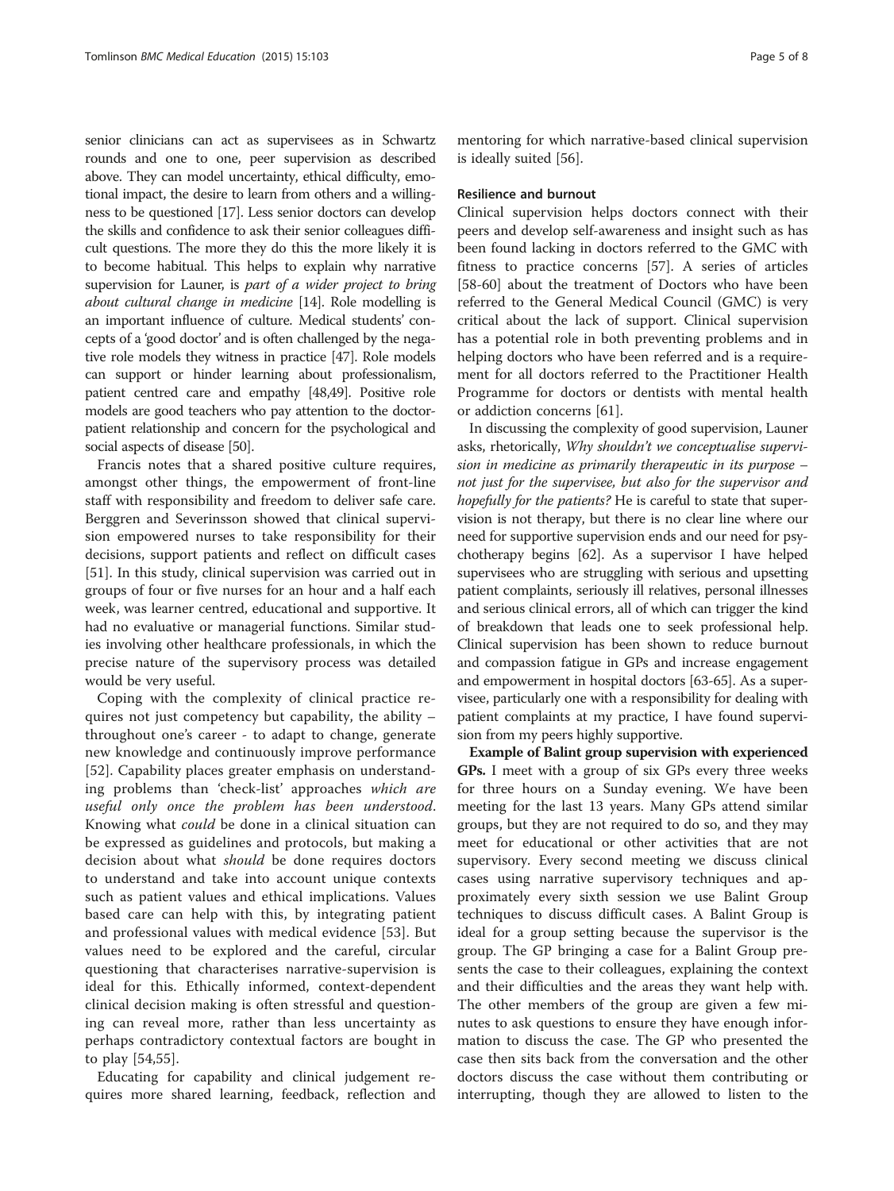senior clinicians can act as supervisees as in Schwartz rounds and one to one, peer supervision as described above. They can model uncertainty, ethical difficulty, emotional impact, the desire to learn from others and a willingness to be questioned [17]. Less senior doctors can develop the skills and confidence to ask their senior colleagues difficult questions. The more they do this the more likely it is to become habitual. This helps to explain why narrative supervision for Launer, is *part of a wider project to bring about cultural change in medicine* [14]. Role modelling is an important influence of culture. Medical students' concepts of a 'good doctor' and is often challenged by the negative role models they witness in practice [47]. Role models can support or hinder learning about professionalism, patient centred care and empathy [48,49]. Positive role models are good teachers who pay attention to the doctor-patient relationship and concern for the psychological and social aspects of disease [50].

Francis notes that a shared positive culture requires, amongst other things, the empowerment of front-line staff with responsibility and freedom to deliver safe care. Berggren and Severinsson showed that clinical supervision empowered nurses to take responsibility for their decisions, support patients and reflect on difficult cases [51]. In this study, clinical supervision was carried out in groups of four or five nurses for an hour and a half each week, was learner centred, educational and supportive. It had no evaluative or managerial functions. Similar studies involving other healthcare professionals, in which the precise nature of the supervisory process was detailed would be very useful.

Coping with the complexity of clinical practice requires not just competency but capability, the ability – throughout one's career - to adapt to change, generate new knowledge and continuously improve performance [52]. Capability places greater emphasis on understanding problems than 'check-list' approaches *which are useful only once the problem has been understood*. Knowing what *could* be done in a clinical situation can be expressed as guidelines and protocols, but making a decision about what *should* be done requires doctors to understand and take into account unique contexts such as patient values and ethical implications. Values based care can help with this, by integrating patient and professional values with medical evidence [53]. But values need to be explored and the careful, circular questioning that characterises narrative-supervision is ideal for this. Ethically informed, context-dependent clinical decision making is often stressful and questioning can reveal more, rather than less uncertainty as perhaps contradictory contextual factors are bought in to play [54,55].

Educating for capability and clinical judgement requires more shared learning, feedback, reflection and mentoring for which narrative-based clinical supervision is ideally suited [56].

#### Resilience and burnout

Clinical supervision helps doctors connect with their peers and develop self-awareness and insight such as has been found lacking in doctors referred to the GMC with fitness to practice concerns [57]. A series of articles [58-60] about the treatment of Doctors who have been referred to the General Medical Council (GMC) is very critical about the lack of support. Clinical supervision has a potential role in both preventing problems and in helping doctors who have been referred and is a requirement for all doctors referred to the Practitioner Health Programme for doctors or dentists with mental health or addiction concerns [61].

In discussing the complexity of good supervision, Launer asks, rhetorically, *Why shouldn't we conceptualise supervision in medicine as primarily therapeutic in its purpose – not just for the supervisee, but also for the supervisor and hopefully for the patients?* He is careful to state that supervision is not therapy, but there is no clear line where our need for supportive supervision ends and our need for psychotherapy begins [62]. As a supervisor I have helped supervisees who are struggling with serious and upsetting patient complaints, seriously ill relatives, personal illnesses and serious clinical errors, all of which can trigger the kind of breakdown that leads one to seek professional help. Clinical supervision has been shown to reduce burnout and compassion fatigue in GPs and increase engagement and empowerment in hospital doctors [63-65]. As a supervisee, particularly one with a responsibility for dealing with patient complaints at my practice, I have found supervision from my peers highly supportive.

**Example of Balint group supervision with experienced GPs.** I meet with a group of six GPs every three weeks for three hours on a Sunday evening. We have been meeting for the last 13 years. Many GPs attend similar groups, but they are not required to do so, and they may meet for educational or other activities that are not supervisory. Every second meeting we discuss clinical cases using narrative supervisory techniques and approximately every sixth session we use Balint Group techniques to discuss difficult cases. A Balint Group is ideal for a group setting because the supervisor is the group. The GP bringing a case for a Balint Group presents the case to their colleagues, explaining the context and their difficulties and the areas they want help with. The other members of the group are given a few minutes to ask questions to ensure they have enough information to discuss the case. The GP who presented the case then sits back from the conversation and the other doctors discuss the case without them contributing or interrupting, though they are allowed to listen to the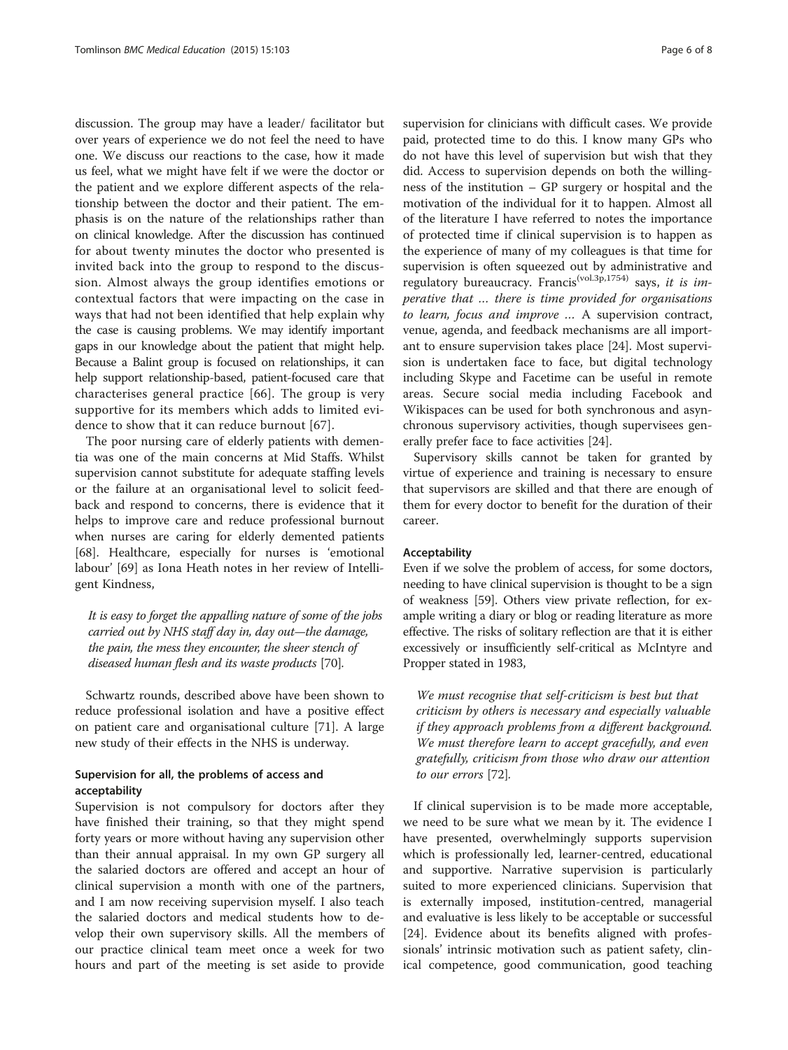discussion. The group may have a leader/ facilitator but over years of experience we do not feel the need to have one. We discuss our reactions to the case, how it made us feel, what we might have felt if we were the doctor or the patient and we explore different aspects of the relationship between the doctor and their patient. The emphasis is on the nature of the relationships rather than on clinical knowledge. After the discussion has continued for about twenty minutes the doctor who presented is invited back into the group to respond to the discussion. Almost always the group identifies emotions or contextual factors that were impacting on the case in ways that had not been identified that help explain why the case is causing problems. We may identify important gaps in our knowledge about the patient that might help. Because a Balint group is focused on relationships, it can help support relationship-based, patient-focused care that characterises general practice [66]. The group is very supportive for its members which adds to limited evidence to show that it can reduce burnout [67].

The poor nursing care of elderly patients with dementia was one of the main concerns at Mid Staffs. Whilst supervision cannot substitute for adequate staffing levels or the failure at an organisational level to solicit feedback and respond to concerns, there is evidence that it helps to improve care and reduce professional burnout when nurses are caring for elderly demented patients [68]. Healthcare, especially for nurses is 'emotional labour' [69] as Iona Heath notes in her review of Intelligent Kindness,

> *It is easy to forget the appalling nature of some of the jobs carried out by NHS staff day in, day out—the damage, the pain, the mess they encounter, the sheer stench of diseased human flesh and its waste products* [70].

Schwartz rounds, described above have been shown to reduce professional isolation and have a positive effect on patient care and organisational culture [71]. A large new study of their effects in the NHS is underway.

## Supervision for all, the problems of access and acceptability

Supervision is not compulsory for doctors after they have finished their training, so that they might spend forty years or more without having any supervision other than their annual appraisal. In my own GP surgery all the salaried doctors are offered and accept an hour of clinical supervision a month with one of the partners, and I am now receiving supervision myself. I also teach the salaried doctors and medical students how to develop their own supervisory skills. All the members of our practice clinical team meet once a week for two hours and part of the meeting is set aside to provide supervision for clinicians with difficult cases. We provide paid, protected time to do this. I know many GPs who do not have this level of supervision but wish that they did. Access to supervision depends on both the willingness of the institution – GP surgery or hospital and the motivation of the individual for it to happen. Almost all of the literature I have referred to notes the importance of protected time if clinical supervision is to happen as the experience of many of my colleagues is that time for supervision is often squeezed out by administrative and regulatory bureaucracy. Francis[(vol.3p,1754)] says, *it is imperative that … there is time provided for organisations to learn, focus and improve …* A supervision contract, venue, agenda, and feedback mechanisms are all important to ensure supervision takes place [24]. Most supervision is undertaken face to face, but digital technology including Skype and Facetime can be useful in remote areas. Secure social media including Facebook and Wikispaces can be used for both synchronous and asynchronous supervisory activities, though supervisees generally prefer face to face activities [24].

Supervisory skills cannot be taken for granted by virtue of experience and training is necessary to ensure that supervisors are skilled and that there are enough of them for every doctor to benefit for the duration of their career.

### Acceptability

Even if we solve the problem of access, for some doctors, needing to have clinical supervision is thought to be a sign of weakness [59]. Others view private reflection, for example writing a diary or blog or reading literature as more effective. The risks of solitary reflection are that it is either excessively or insufficiently self-critical as McIntyre and Propper stated in 1983,

> *We must recognise that self-criticism is best but that criticism by others is necessary and especially valuable if they approach problems from a different background. We must therefore learn to accept gracefully, and even gratefully, criticism from those who draw our attention to our errors* [72].

If clinical supervision is to be made more acceptable, we need to be sure what we mean by it. The evidence I have presented, overwhelmingly supports supervision which is professionally led, learner-centred, educational and supportive. Narrative supervision is particularly suited to more experienced clinicians. Supervision that is externally imposed, institution-centred, managerial and evaluative is less likely to be acceptable or successful [24]. Evidence about its benefits aligned with professionals' intrinsic motivation such as patient safety, clinical competence, good communication, good teaching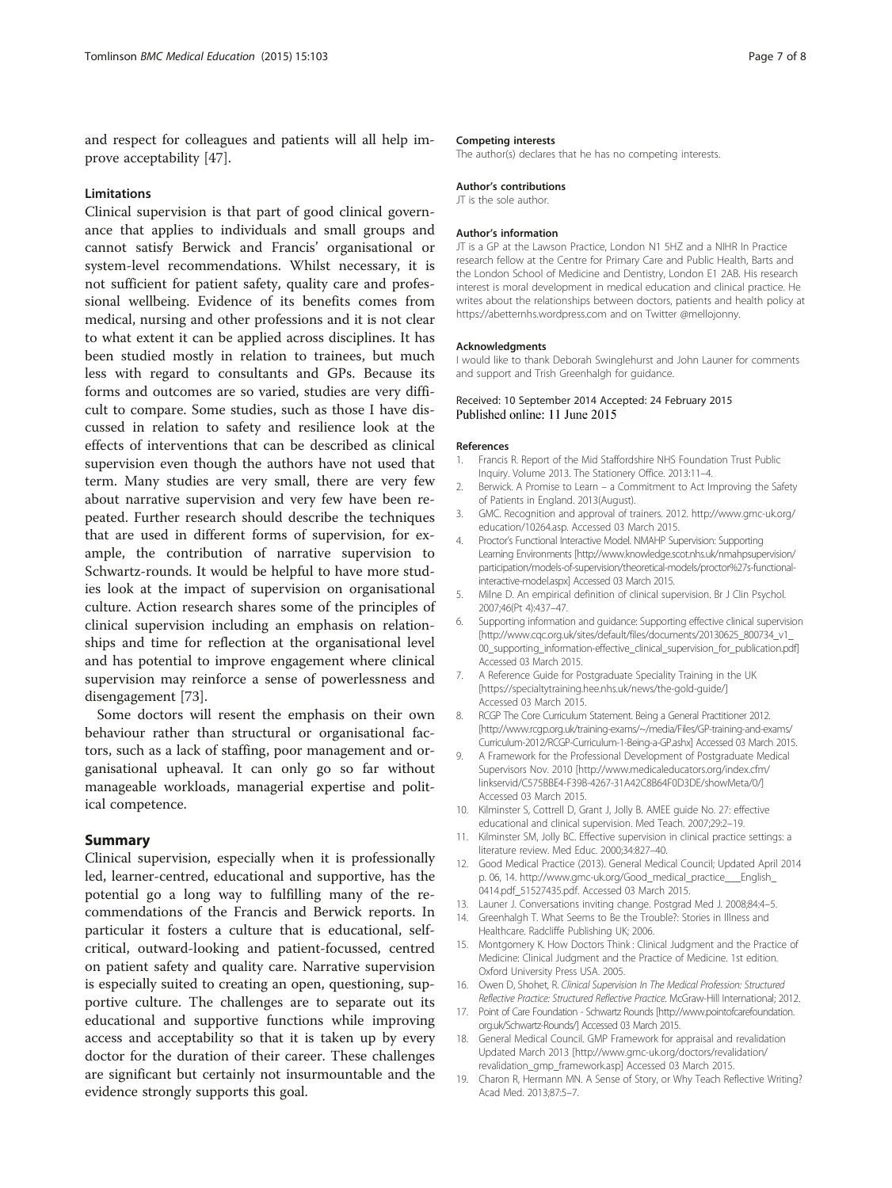and respect for colleagues and patients will all help improve acceptability [47].

### Limitations

Clinical supervision is that part of good clinical governance that applies to individuals and small groups and cannot satisfy Berwick and Francis' organisational or system-level recommendations. Whilst necessary, it is not sufficient for patient safety, quality care and professional wellbeing. Evidence of its benefits comes from medical, nursing and other professions and it is not clear to what extent it can be applied across disciplines. It has been studied mostly in relation to trainees, but much less with regard to consultants and GPs. Because its forms and outcomes are so varied, studies are very difficult to compare. Some studies, such as those I have discussed in relation to safety and resilience look at the effects of interventions that can be described as clinical supervision even though the authors have not used that term. Many studies are very small, there are very few about narrative supervision and very few have been repeated. Further research should describe the techniques that are used in different forms of supervision, for example, the contribution of narrative supervision to Schwartz-rounds. It would be helpful to have more studies look at the impact of supervision on organisational culture. Action research shares some of the principles of clinical supervision including an emphasis on relationships and time for reflection at the organisational level and has potential to improve engagement where clinical supervision may reinforce a sense of powerlessness and disengagement [73].

Some doctors will resent the emphasis on their own behaviour rather than structural or organisational factors, such as a lack of staffing, poor management and organisational upheaval. It can only go so far without manageable workloads, managerial expertise and political competence.

## Summary

Clinical supervision, especially when it is professionally led, learner-centred, educational and supportive, has the potential go a long way to fulfilling many of the recommendations of the Francis and Berwick reports. In particular it fosters a culture that is educational, self-critical, outward-looking and patient-focussed, centred on patient safety and quality care. Narrative supervision is especially suited to creating an open, questioning, supportive culture. The challenges are to separate out its educational and supportive functions while improving access and acceptability so that it is taken up by every doctor for the duration of their career. These challenges are significant but certainly not insurmountable and the evidence strongly supports this goal.

#### Competing interests

The author(s) declares that he has no competing interests.

#### Author's contributions

JT is the sole author.

#### Author's information

JT is a GP at the Lawson Practice, London N1 5HZ and a NIHR In Practice research fellow at the Centre for Primary Care and Public Health, Barts and the London School of Medicine and Dentistry, London E1 2AB. His research interest is moral development in medical education and clinical practice. He writes about the relationships between doctors, patients and health policy at https://abetternhs.wordpress.com and on Twitter @mellojonny.

#### Acknowledgments

I would like to thank Deborah Swinglehurst and John Launer for comments and support and Trish Greenhalgh for guidance.

Received: 10 September 2014 Accepted: 24 February 2015
Published online: 11 June 2015

#### References

1. Francis R. Report of the Mid Staffordshire NHS Foundation Trust Public Inquiry. Volume 2013. The Stationery Office. 2013:11–4.
2. Berwick. A Promise to Learn – a Commitment to Act Improving the Safety of Patients in England. 2013(August).
3. GMC. Recognition and approval of trainers. 2012. http://www.gmc-uk.org/education/10264.asp. Accessed 03 March 2015.
4. Proctor's Functional Interactive Model. NMAHP Supervision: Supporting Learning Environments [http://www.knowledge.scot.nhs.uk/nmahpsupervision/participation/models-of-supervision/theoretical-models/proctor%27s-functional-interactive-model.aspx] Accessed 03 March 2015.
5. Milne D. An empirical definition of clinical supervision. Br J Clin Psychol. 2007;46(Pt 4):437–47.
6. Supporting information and guidance: Supporting effective clinical supervision [http://www.cqc.org.uk/sites/default/files/documents/20130625_800734_v1_00_supporting_information-effective_clinical_supervision_for_publication.pdf] Accessed 03 March 2015.
7. A Reference Guide for Postgraduate Speciality Training in the UK [https://specialtytraining.hee.nhs.uk/news/the-gold-guide/] Accessed 03 March 2015.
8. RCGP The Core Curriculum Statement. Being a General Practitioner 2012. [http://www.rcgp.org.uk/training-exams/~/media/Files/GP-training-and-exams/Curriculum-2012/RCGP-Curriculum-1-Being-a-GP.ashx] Accessed 03 March 2015.
9. A Framework for the Professional Development of Postgraduate Medical Supervisors Nov. 2010 [http://www.medicaleducators.org/index.cfm/linkservid/C575BBE4-F39B-4267-31A42C8B64F0D3DE/showMeta/0/] Accessed 03 March 2015.
10. Kilminster S, Cottrell D, Grant J, Jolly B. AMEE guide No. 27: effective educational and clinical supervision. Med Teach. 2007;29:2–19.
11. Kilminster SM, Jolly BC. Effective supervision in clinical practice settings: a literature review. Med Educ. 2000;34:827–40.
12. Good Medical Practice (2013). General Medical Council; Updated April 2014 p. 06, 14. http://www.gmc-uk.org/Good_medical_practice___English_0414.pdf_51527435.pdf. Accessed 03 March 2015.
13. Launer J. Conversations inviting change. Postgrad Med J. 2008;84:4–5.
14. Greenhalgh T. What Seems to Be the Trouble?: Stories in Illness and Healthcare. Radcliffe Publishing UK; 2006.
15. Montgomery K. How Doctors Think : Clinical Judgment and the Practice of Medicine: Clinical Judgment and the Practice of Medicine. 1st edition. Oxford University Press USA. 2005.
16. Owen D, Shohet, R. *Clinical Supervision In The Medical Profession: Structured Reflective Practice: Structured Reflective Practice.* McGraw-Hill International; 2012.
17. Point of Care Foundation - Schwartz Rounds [http://www.pointofcarefoundation.org.uk/Schwartz-Rounds/] Accessed 03 March 2015.
18. General Medical Council. GMP Framework for appraisal and revalidation Updated March 2013 [http://www.gmc-uk.org/doctors/revalidation/revalidation_gmp_framework.asp] Accessed 03 March 2015.
19. Charon R, Hermann MN. A Sense of Story, or Why Teach Reflective Writing? Acad Med. 2013;87:5–7.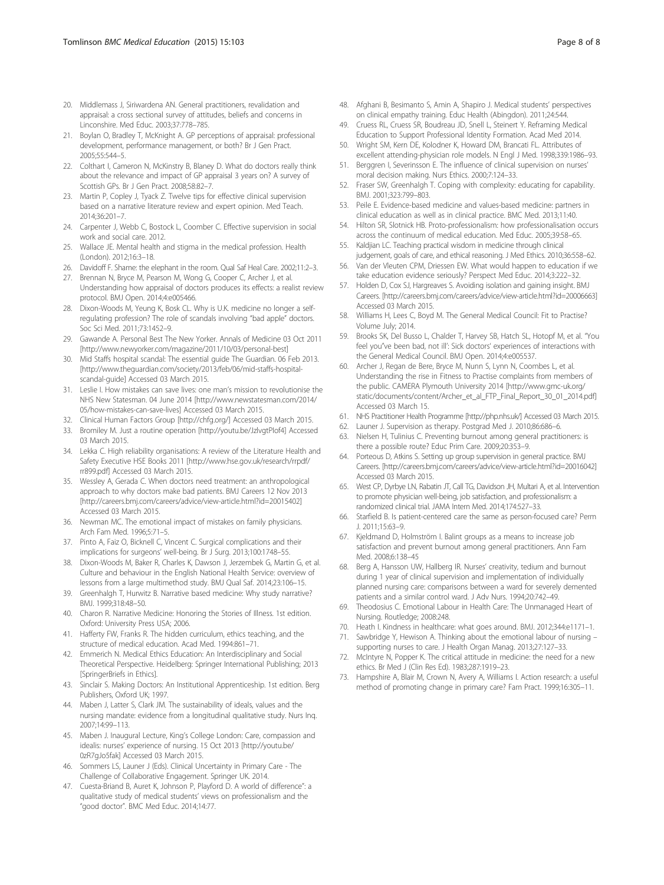20. Middlemass J, Siriwardena AN. General practitioners, revalidation and appraisal: a cross sectional survey of attitudes, beliefs and concerns in Lincolnshire. Med Educ. 2003;37:778–785.
21. Boylan O, Bradley T, McKnight A. GP perceptions of appraisal: professional development, performance management, or both? Br J Gen Pract. 2005;55:544–5.
22. Colthart I, Cameron N, McKinstry B, Blaney D. What do doctors really think about the relevance and impact of GP appraisal 3 years on? A survey of Scottish GPs. Br J Gen Pract. 2008;58:82–7.
23. Martin P, Copley J, Tyack Z. Twelve tips for effective clinical supervision based on a narrative literature review and expert opinion. Med Teach. 2014;36:201–7.
24. Carpenter J, Webb C, Bostock L, Coomber C. Effective supervision in social work and social care. 2012.
25. Wallace JE. Mental health and stigma in the medical profession. Health (London). 2012;16:3–18.
26. Davidoff F. Shame: the elephant in the room. Qual Saf Heal Care. 2002;11:2–3.
27. Brennan N, Bryce M, Pearson M, Wong G, Cooper C, Archer J, et al. Understanding how appraisal of doctors produces its effects: a realist review protocol. BMJ Open. 2014;4:e005466.
28. Dixon-Woods M, Yeung K, Bosk CL. Why is U.K. medicine no longer a self-regulating profession? The role of scandals involving "bad apple" doctors. Soc Sci Med. 2011;73:1452–9.
29. Gawande A. Personal Best The New Yorker. Annals of Medicine 03 Oct 2011 [http://www.newyorker.com/magazine/2011/10/03/personal-best]
30. Mid Staffs hospital scandal: The essential guide The Guardian. 06 Feb 2013. [http://www.theguardian.com/society/2013/feb/06/mid-staffs-hospital-scandal-guide] Accessed 03 March 2015.
31. Leslie I. How mistakes can save lives: one man's mission to revolutionise the NHS New Statesman. 04 June 2014 [http://www.newstatesman.com/2014/05/how-mistakes-can-save-lives] Accessed 03 March 2015.
32. Clinical Human Factors Group [http://chfg.org/] Accessed 03 March 2015.
33. Bromiley M. Just a routine operation [http://youtu.be/JzlvgtPIof4] Accessed 03 March 2015.
34. Lekka C. High reliability organisations: A review of the Literature Health and Safety Executive HSE Books 2011 [http://www.hse.gov.uk/research/rrpdf/rr899.pdf] Accessed 03 March 2015.
35. Wessley A, Gerada C. When doctors need treatment: an anthropological approach to why doctors make bad patients. BMJ Careers 12 Nov 2013 [http://careers.bmj.com/careers/advice/view-article.html?id=20015402] Accessed 03 March 2015.
36. Newman MC. The emotional impact of mistakes on family physicians. Arch Fam Med. 1996;5:71–5.
37. Pinto A, Faiz O, Bicknell C, Vincent C. Surgical complications and their implications for surgeons' well-being. Br J Surg. 2013;100:1748–55.
38. Dixon-Woods M, Baker R, Charles K, Dawson J, Jerzembek G, Martin G, et al. Culture and behaviour in the English National Health Service: overview of lessons from a large multimethod study. BMJ Qual Saf. 2014;23:106–15.
39. Greenhalgh T, Hurwitz B. Narrative based medicine: Why study narrative? BMJ. 1999;318:48–50.
40. Charon R. Narrative Medicine: Honoring the Stories of Illness. 1st edition. Oxford: University Press USA; 2006.
41. Hafferty FW, Franks R. The hidden curriculum, ethics teaching, and the structure of medical education. Acad Med. 1994:861–71.
42. Emmerich N. Medical Ethics Education: An Interdisciplinary and Social Theoretical Perspective. Heidelberg: Springer International Publishing; 2013 [SpringerBriefs in Ethics].
43. Sinclair S. Making Doctors: An Institutional Apprenticeship. 1st edition. Berg Publishers, Oxford UK; 1997.
44. Maben J, Latter S, Clark JM. The sustainability of ideals, values and the nursing mandate: evidence from a longitudinal qualitative study. Nurs Inq. 2007;14:99–113.
45. Maben J. Inaugural Lecture, King's College London: Care, compassion and idealis: nurses' experience of nursing. 15 Oct 2013 [http://youtu.be/0zR7gJo5fak] Accessed 03 March 2015.
46. Sommers LS, Launer J (Eds). Clinical Uncertainty in Primary Care - The Challenge of Collaborative Engagement. Springer UK. 2014.
47. Cuesta-Briand B, Auret K, Johnson P, Playford D. A world of difference": a qualitative study of medical students' views on professionalism and the "good doctor". BMC Med Educ. 2014;14:77.
48. Afghani B, Besimanto S, Amin A, Shapiro J. Medical students' perspectives on clinical empathy training. Educ Health (Abingdon). 2011;24:544.
49. Cruess RL, Cruess SR, Boudreau JD, Snell L, Steinert Y. Reframing Medical Education to Support Professional Identity Formation. Acad Med 2014.
50. Wright SM, Kern DE, Kolodner K, Howard DM, Brancati FL. Attributes of excellent attending-physician role models. N Engl J Med. 1998;339:1986–93.
51. Berggren I, Severinsson E. The influence of clinical supervision on nurses' moral decision making. Nurs Ethics. 2000;7:124–33.
52. Fraser SW, Greenhalgh T. Coping with complexity: educating for capability. BMJ. 2001;323:799–803.
53. Peile E. Evidence-based medicine and values-based medicine: partners in clinical education as well as in clinical practice. BMC Med. 2013;11:40.
54. Hilton SR, Slotnick HB. Proto-professionalism: how professionalisation occurs across the continuum of medical education. Med Educ. 2005;39:58–65.
55. Kaldjian LC. Teaching practical wisdom in medicine through clinical judgement, goals of care, and ethical reasoning. J Med Ethics. 2010;36:558–62.
56. Van der Vleuten CPM, Driessen EW. What would happen to education if we take education evidence seriously? Perspect Med Educ. 2014;3:222–32.
57. Holden D, Cox SJ, Hargreaves S. Avoiding isolation and gaining insight. BMJ Careers. [http://careers.bmj.com/careers/advice/view-article.html?id=20006663] Accessed 03 March 2015.
58. Williams H, Lees C, Boyd M. The General Medical Council: Fit to Practise? Volume July; 2014.
59. Brooks SK, Del Busso L, Chalder T, Harvey SB, Hatch SL, Hotopf M, et al. "You feel you"ve been bad, not ill': Sick doctors' experiences of interactions with the General Medical Council. BMJ Open. 2014;4:e005537.
60. Archer J, Regan de Bere, Bryce M, Nunn S, Lynn N, Coombes L, et al. Understanding the rise in Fitness to Practise complaints from members of the public. CAMERA Plymouth University 2014 [http://www.gmc-uk.org/static/documents/content/Archer_et_al_FTP_Final_Report_30_01_2014.pdf] Accessed 03 March 15.
61. NHS Practitioner Health Programme [http://php.nhs.uk/] Accessed 03 March 2015.
62. Launer J. Supervision as therapy. Postgrad Med J. 2010;86:686–6.
63. Nielsen H, Tulinius C. Preventing burnout among general practitioners: is there a possible route? Educ Prim Care. 2009;20:353–9.
64. Porteous D, Atkins S. Setting up group supervision in general practice. BMJ Careers. [http://careers.bmj.com/careers/advice/view-article.html?id=20016042] Accessed 03 March 2015.
65. West CP, Dyrbye LN, Rabatin JT, Call TG, Davidson JH, Multari A, et al. Intervention to promote physician well-being, job satisfaction, and professionalism: a randomized clinical trial. JAMA Intern Med. 2014;174:527–33.
66. Starfield B. Is patient-centered care the same as person-focused care? Perm J. 2011;15:63–9.
67. Kjeldmand D, Holmström I. Balint groups as a means to increase job satisfaction and prevent burnout among general practitioners. Ann Fam Med. 2008;6:138–45
68. Berg A, Hansson UW, Hallberg IR. Nurses' creativity, tedium and burnout during 1 year of clinical supervision and implementation of individually planned nursing care: comparisons between a ward for severely demented patients and a similar control ward. J Adv Nurs. 1994;20:742–49.
69. Theodosius C. Emotional Labour in Health Care: The Unmanaged Heart of Nursing. Routledge; 2008:248.
70. Heath I. Kindness in healthcare: what goes around. BMJ. 2012;344:e1171–1.
71. Sawbridge Y, Hewison A. Thinking about the emotional labour of nursing – supporting nurses to care. J Health Organ Manag. 2013;27:127–33.
72. McIntyre N, Popper K. The critical attitude in medicine: the need for a new ethics. Br Med J (Clin Res Ed). 1983;287:1919–23.
73. Hampshire A, Blair M, Crown N, Avery A, Williams I. Action research: a useful method of promoting change in primary care? Fam Pract. 1999;16:305–11.